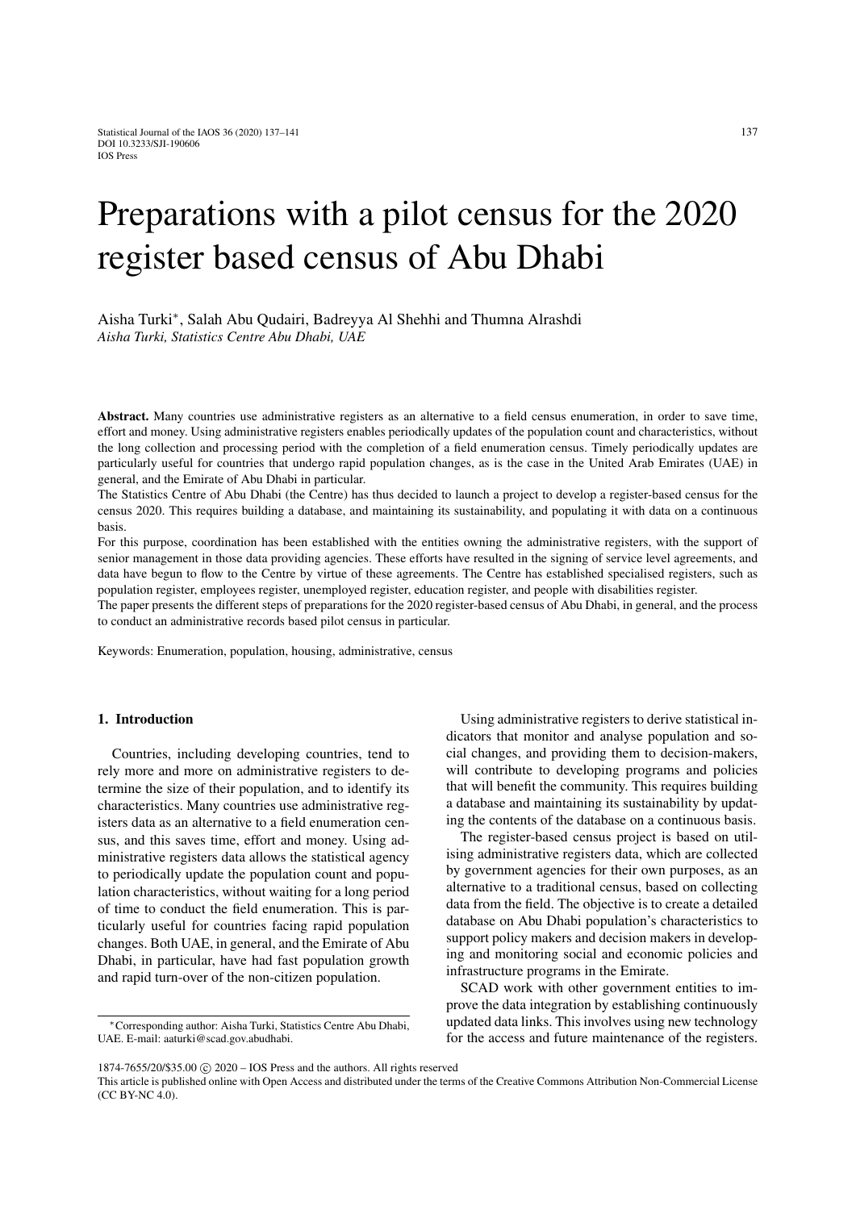# Preparations with a pilot census for the 2020 register based census of Abu Dhabi

Aisha Turki*, Salah Abu Qudairi, Badreyya Al Shehhi and Thumna Alrashdi
*Aisha Turki, Statistics Centre Abu Dhabi, UAE*

**Abstract.** Many countries use administrative registers as an alternative to a field census enumeration, in order to save time, effort and money. Using administrative registers enables periodically updates of the population count and characteristics, without the long collection and processing period with the completion of a field enumeration census. Timely periodically updates are particularly useful for countries that undergo rapid population changes, as is the case in the United Arab Emirates (UAE) in general, and the Emirate of Abu Dhabi in particular.

The Statistics Centre of Abu Dhabi (the Centre) has thus decided to launch a project to develop a register-based census for the census 2020. This requires building a database, and maintaining its sustainability, and populating it with data on a continuous basis.

For this purpose, coordination has been established with the entities owning the administrative registers, with the support of senior management in those data providing agencies. These efforts have resulted in the signing of service level agreements, and data have begun to flow to the Centre by virtue of these agreements. The Centre has established specialised registers, such as population register, employees register, unemployed register, education register, and people with disabilities register.

The paper presents the different steps of preparations for the 2020 register-based census of Abu Dhabi, in general, and the process to conduct an administrative records based pilot census in particular.

Keywords: Enumeration, population, housing, administrative, census

## 1. Introduction

Countries, including developing countries, tend to rely more and more on administrative registers to determine the size of their population, and to identify its characteristics. Many countries use administrative registers data as an alternative to a field enumeration census, and this saves time, effort and money. Using administrative registers data allows the statistical agency to periodically update the population count and population characteristics, without waiting for a long period of time to conduct the field enumeration. This is particularly useful for countries facing rapid population changes. Both UAE, in general, and the Emirate of Abu Dhabi, in particular, have had fast population growth and rapid turn-over of the non-citizen population.

Using administrative registers to derive statistical indicators that monitor and analyse population and social changes, and providing them to decision-makers, will contribute to developing programs and policies that will benefit the community. This requires building a database and maintaining its sustainability by updating the contents of the database on a continuous basis.

The register-based census project is based on utilising administrative registers data, which are collected by government agencies for their own purposes, as an alternative to a traditional census, based on collecting data from the field. The objective is to create a detailed database on Abu Dhabi population's characteristics to support policy makers and decision makers in developing and monitoring social and economic policies and infrastructure programs in the Emirate.

SCAD work with other government entities to improve the data integration by establishing continuously updated data links. This involves using new technology for the access and future maintenance of the registers.

*Corresponding author: Aisha Turki, Statistics Centre Abu Dhabi, UAE. E-mail: aaturki@scad.gov.abudhabi.

1874-7655/20/$35.00 © 2020 – IOS Press and the authors. All rights reserved
This article is published online with Open Access and distributed under the terms of the Creative Commons Attribution Non-Commercial License (CC BY-NC 4.0).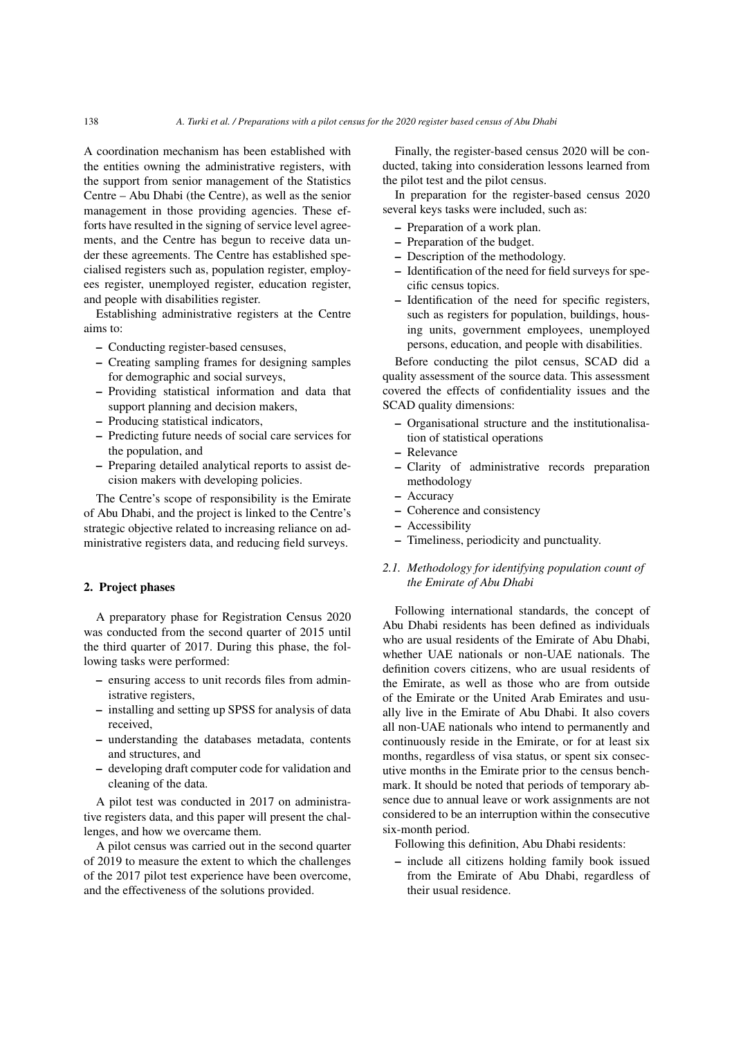A coordination mechanism has been established with the entities owning the administrative registers, with the support from senior management of the Statistics Centre – Abu Dhabi (the Centre), as well as the senior management in those providing agencies. These efforts have resulted in the signing of service level agreements, and the Centre has begun to receive data under these agreements. The Centre has established specialised registers such as, population register, employees register, unemployed register, education register, and people with disabilities register.

Establishing administrative registers at the Centre aims to:

- Conducting register-based censuses,
- Creating sampling frames for designing samples for demographic and social surveys,
- Providing statistical information and data that support planning and decision makers,
- Producing statistical indicators,
- Predicting future needs of social care services for the population, and
- Preparing detailed analytical reports to assist decision makers with developing policies.

The Centre's scope of responsibility is the Emirate of Abu Dhabi, and the project is linked to the Centre's strategic objective related to increasing reliance on administrative registers data, and reducing field surveys.

## 2. Project phases

A preparatory phase for Registration Census 2020 was conducted from the second quarter of 2015 until the third quarter of 2017. During this phase, the following tasks were performed:

- ensuring access to unit records files from administrative registers,
- installing and setting up SPSS for analysis of data received,
- understanding the databases metadata, contents and structures, and
- developing draft computer code for validation and cleaning of the data.

A pilot test was conducted in 2017 on administrative registers data, and this paper will present the challenges, and how we overcame them.

A pilot census was carried out in the second quarter of 2019 to measure the extent to which the challenges of the 2017 pilot test experience have been overcome, and the effectiveness of the solutions provided.

Finally, the register-based census 2020 will be conducted, taking into consideration lessons learned from the pilot test and the pilot census.

In preparation for the register-based census 2020 several keys tasks were included, such as:

- Preparation of a work plan.
- Preparation of the budget.
- Description of the methodology.
- Identification of the need for field surveys for specific census topics.
- Identification of the need for specific registers, such as registers for population, buildings, housing units, government employees, unemployed persons, education, and people with disabilities.

Before conducting the pilot census, SCAD did a quality assessment of the source data. This assessment covered the effects of confidentiality issues and the SCAD quality dimensions:

- Organisational structure and the institutionalisation of statistical operations
- Relevance
- Clarity of administrative records preparation methodology
- Accuracy
- Coherence and consistency
- Accessibility
- Timeliness, periodicity and punctuality.

### *2.1. Methodology for identifying population count of the Emirate of Abu Dhabi*

Following international standards, the concept of Abu Dhabi residents has been defined as individuals who are usual residents of the Emirate of Abu Dhabi, whether UAE nationals or non-UAE nationals. The definition covers citizens, who are usual residents of the Emirate, as well as those who are from outside of the Emirate or the United Arab Emirates and usually live in the Emirate of Abu Dhabi. It also covers all non-UAE nationals who intend to permanently and continuously reside in the Emirate, or for at least six months, regardless of visa status, or spent six consecutive months in the Emirate prior to the census benchmark. It should be noted that periods of temporary absence due to annual leave or work assignments are not considered to be an interruption within the consecutive six-month period.

Following this definition, Abu Dhabi residents:

- include all citizens holding family book issued from the Emirate of Abu Dhabi, regardless of their usual residence.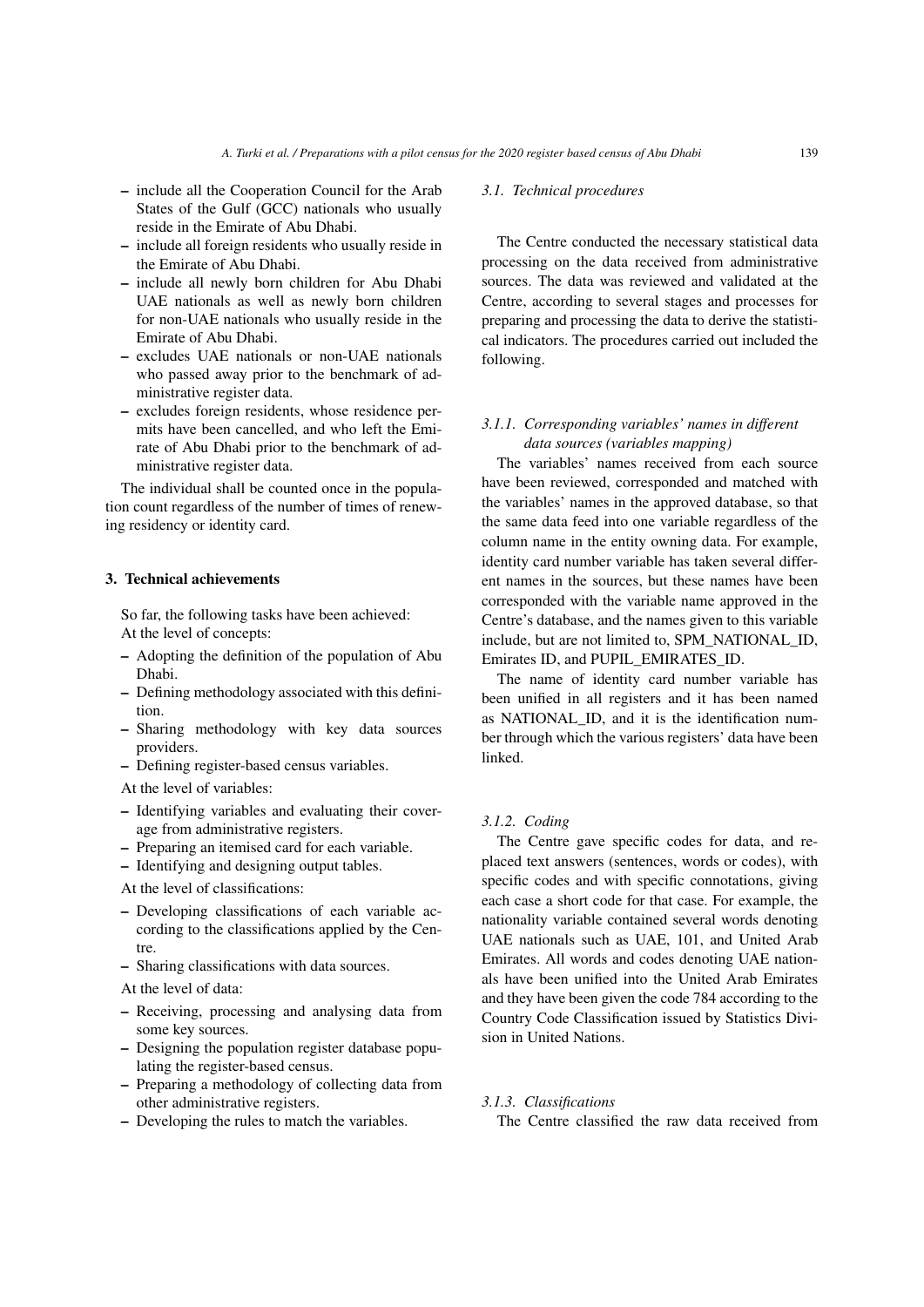- include all the Cooperation Council for the Arab States of the Gulf (GCC) nationals who usually reside in the Emirate of Abu Dhabi.
- include all foreign residents who usually reside in the Emirate of Abu Dhabi.
- include all newly born children for Abu Dhabi UAE nationals as well as newly born children for non-UAE nationals who usually reside in the Emirate of Abu Dhabi.
- excludes UAE nationals or non-UAE nationals who passed away prior to the benchmark of administrative register data.
- excludes foreign residents, whose residence permits have been cancelled, and who left the Emirate of Abu Dhabi prior to the benchmark of administrative register data.

The individual shall be counted once in the population count regardless of the number of times of renewing residency or identity card.

## 3. Technical achievements

So far, the following tasks have been achieved:
At the level of concepts:

- Adopting the definition of the population of Abu Dhabi.
- Defining methodology associated with this definition.
- Sharing methodology with key data sources providers.
- Defining register-based census variables.

At the level of variables:

- Identifying variables and evaluating their coverage from administrative registers.
- Preparing an itemised card for each variable.
- Identifying and designing output tables.

At the level of classifications:

- Developing classifications of each variable according to the classifications applied by the Centre.
- Sharing classifications with data sources.

At the level of data:

- Receiving, processing and analysing data from some key sources.
- Designing the population register database populating the register-based census.
- Preparing a methodology of collecting data from other administrative registers.
- Developing the rules to match the variables.

### *3.1. Technical procedures*

The Centre conducted the necessary statistical data processing on the data received from administrative sources. The data was reviewed and validated at the Centre, according to several stages and processes for preparing and processing the data to derive the statistical indicators. The procedures carried out included the following.

#### *3.1.1. Corresponding variables' names in different data sources (variables mapping)*

The variables' names received from each source have been reviewed, corresponded and matched with the variables' names in the approved database, so that the same data feed into one variable regardless of the column name in the entity owning data. For example, identity card number variable has taken several different names in the sources, but these names have been corresponded with the variable name approved in the Centre's database, and the names given to this variable include, but are not limited to, SPM_NATIONAL_ID, Emirates ID, and PUPIL_EMIRATES_ID.

The name of identity card number variable has been unified in all registers and it has been named as NATIONAL_ID, and it is the identification number through which the various registers' data have been linked.

#### *3.1.2. Coding*

The Centre gave specific codes for data, and replaced text answers (sentences, words or codes), with specific codes and with specific connotations, giving each case a short code for that case. For example, the nationality variable contained several words denoting UAE nationals such as UAE, 101, and United Arab Emirates. All words and codes denoting UAE nationals have been unified into the United Arab Emirates and they have been given the code 784 according to the Country Code Classification issued by Statistics Division in United Nations.

#### *3.1.3. Classifications*

The Centre classified the raw data received from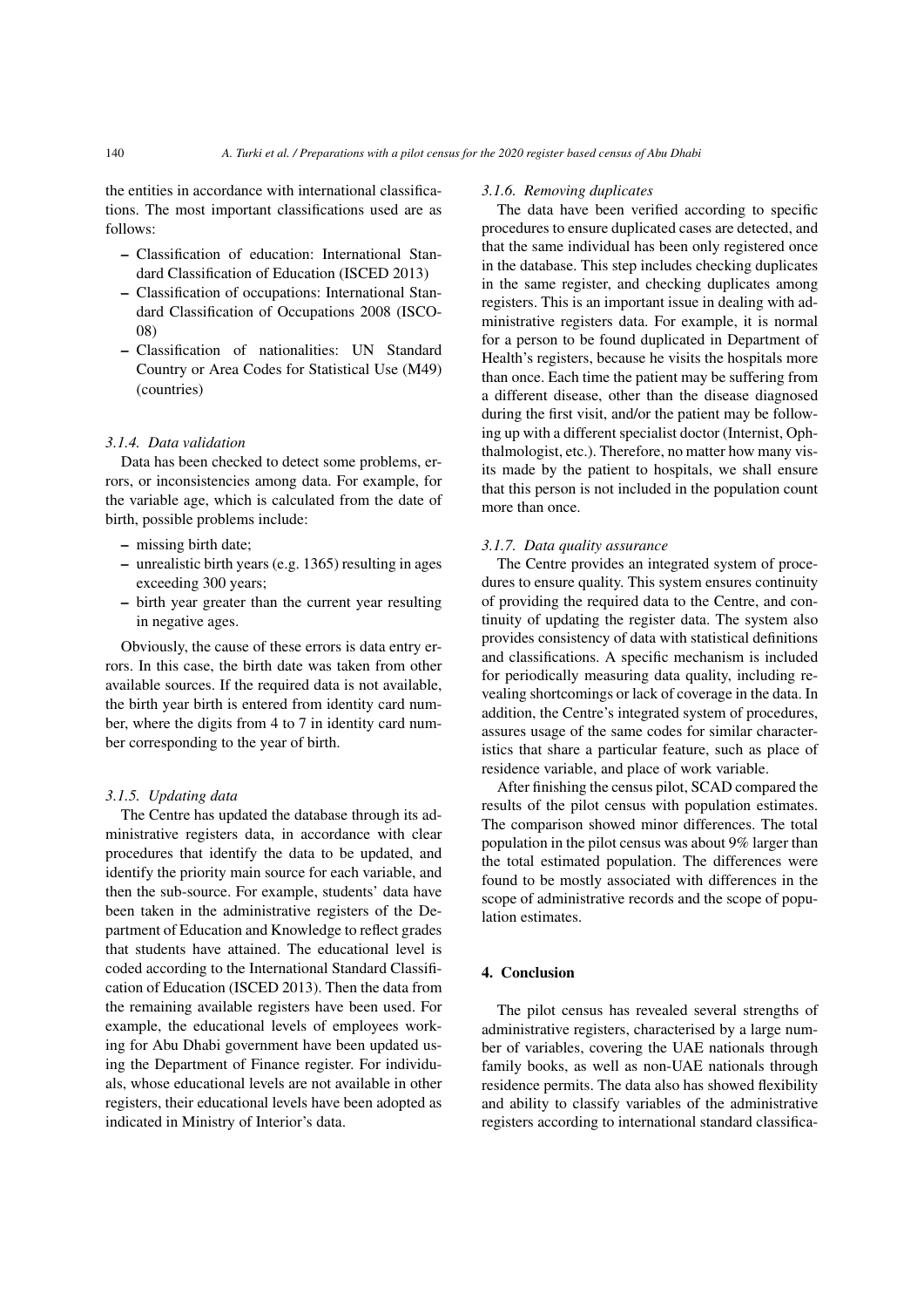the entities in accordance with international classifications. The most important classifications used are as follows:

- Classification of education: International Standard Classification of Education (ISCED 2013)
- Classification of occupations: International Standard Classification of Occupations 2008 (ISCO-08)
- Classification of nationalities: UN Standard Country or Area Codes for Statistical Use (M49) (countries)

#### *3.1.4. Data validation*

Data has been checked to detect some problems, errors, or inconsistencies among data. For example, for the variable age, which is calculated from the date of birth, possible problems include:

- missing birth date;
- unrealistic birth years (e.g. 1365) resulting in ages exceeding 300 years;
- birth year greater than the current year resulting in negative ages.

Obviously, the cause of these errors is data entry errors. In this case, the birth date was taken from other available sources. If the required data is not available, the birth year birth is entered from identity card number, where the digits from 4 to 7 in identity card number corresponding to the year of birth.

#### *3.1.5. Updating data*

The Centre has updated the database through its administrative registers data, in accordance with clear procedures that identify the data to be updated, and identify the priority main source for each variable, and then the sub-source. For example, students' data have been taken in the administrative registers of the Department of Education and Knowledge to reflect grades that students have attained. The educational level is coded according to the International Standard Classification of Education (ISCED 2013). Then the data from the remaining available registers have been used. For example, the educational levels of employees working for Abu Dhabi government have been updated using the Department of Finance register. For individuals, whose educational levels are not available in other registers, their educational levels have been adopted as indicated in Ministry of Interior's data.

#### *3.1.6. Removing duplicates*

The data have been verified according to specific procedures to ensure duplicated cases are detected, and that the same individual has been only registered once in the database. This step includes checking duplicates in the same register, and checking duplicates among registers. This is an important issue in dealing with administrative registers data. For example, it is normal for a person to be found duplicated in Department of Health's registers, because he visits the hospitals more than once. Each time the patient may be suffering from a different disease, other than the disease diagnosed during the first visit, and/or the patient may be following up with a different specialist doctor (Internist, Ophthalmologist, etc.). Therefore, no matter how many visits made by the patient to hospitals, we shall ensure that this person is not included in the population count more than once.

#### *3.1.7. Data quality assurance*

The Centre provides an integrated system of procedures to ensure quality. This system ensures continuity of providing the required data to the Centre, and continuity of updating the register data. The system also provides consistency of data with statistical definitions and classifications. A specific mechanism is included for periodically measuring data quality, including revealing shortcomings or lack of coverage in the data. In addition, the Centre's integrated system of procedures, assures usage of the same codes for similar characteristics that share a particular feature, such as place of residence variable, and place of work variable.

After finishing the census pilot, SCAD compared the results of the pilot census with population estimates. The comparison showed minor differences. The total population in the pilot census was about 9% larger than the total estimated population. The differences were found to be mostly associated with differences in the scope of administrative records and the scope of population estimates.

## **4. Conclusion**

The pilot census has revealed several strengths of administrative registers, characterised by a large number of variables, covering the UAE nationals through family books, as well as non-UAE nationals through residence permits. The data also has showed flexibility and ability to classify variables of the administrative registers according to international standard classifica-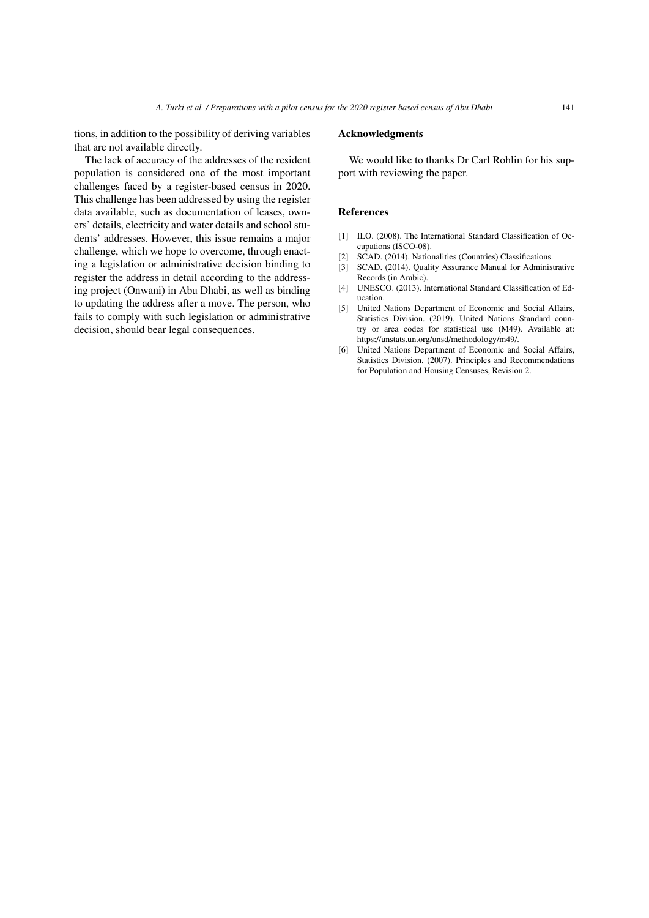tions, in addition to the possibility of deriving variables that are not available directly.

The lack of accuracy of the addresses of the resident population is considered one of the most important challenges faced by a register-based census in 2020. This challenge has been addressed by using the register data available, such as documentation of leases, owners' details, electricity and water details and school students' addresses. However, this issue remains a major challenge, which we hope to overcome, through enacting a legislation or administrative decision binding to register the address in detail according to the addressing project (Onwani) in Abu Dhabi, as well as binding to updating the address after a move. The person, who fails to comply with such legislation or administrative decision, should bear legal consequences.

## Acknowledgments

We would like to thanks Dr Carl Rohlin for his support with reviewing the paper.

## References

[1] ILO. (2008). The International Standard Classification of Occupations (ISCO-08).

[2] SCAD. (2014). Nationalities (Countries) Classifications.

[3] SCAD. (2014). Quality Assurance Manual for Administrative Records (in Arabic).

[4] UNESCO. (2013). International Standard Classification of Education.

[5] United Nations Department of Economic and Social Affairs, Statistics Division. (2019). United Nations Standard country or area codes for statistical use (M49). Available at: https://unstats.un.org/unsd/methodology/m49/.

[6] United Nations Department of Economic and Social Affairs, Statistics Division. (2007). Principles and Recommendations for Population and Housing Censuses, Revision 2.